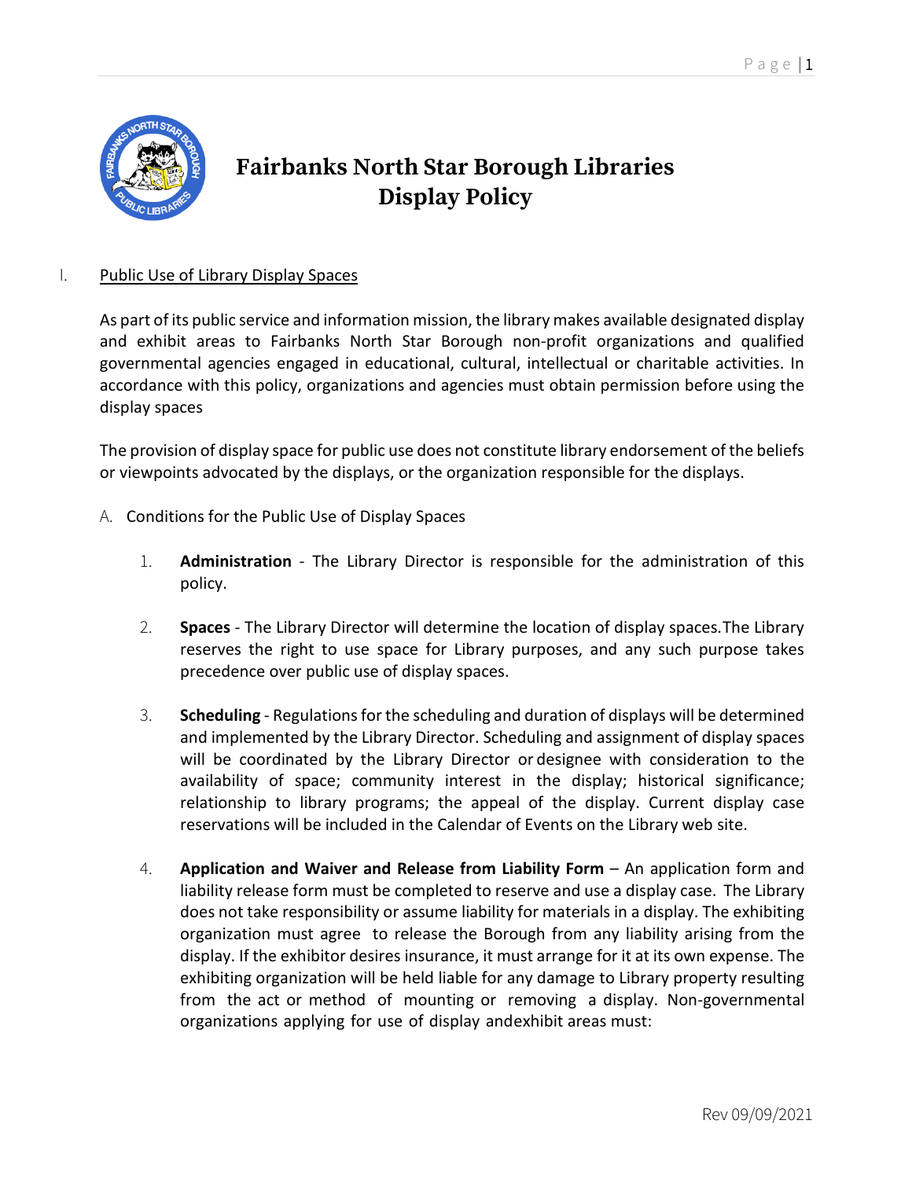# Fairbanks North Star Borough Libraries Display Policy

I. <u>Public Use of Library Display Spaces</u>

As part of its public service and information mission, the library makes available designated display and exhibit areas to Fairbanks North Star Borough non-profit organizations and qualified governmental agencies engaged in educational, cultural, intellectual or charitable activities. In accordance with this policy, organizations and agencies must obtain permission before using the display spaces

The provision of display space for public use does not constitute library endorsement of the beliefs or viewpoints advocated by the displays, or the organization responsible for the displays.

A. Conditions for the Public Use of Display Spaces

1. **Administration** - The Library Director is responsible for the administration of this policy.

2. **Spaces** - The Library Director will determine the location of display spaces.The Library reserves the right to use space for Library purposes, and any such purpose takes precedence over public use of display spaces.

3. **Scheduling** - Regulations for the scheduling and duration of displays will be determined and implemented by the Library Director. Scheduling and assignment of display spaces will be coordinated by the Library Director or designee with consideration to the availability of space; community interest in the display; historical significance; relationship to library programs; the appeal of the display. Current display case reservations will be included in the Calendar of Events on the Library web site.

4. **Application and Waiver and Release from Liability Form** – An application form and liability release form must be completed to reserve and use a display case. The Library does not take responsibility or assume liability for materials in a display. The exhibiting organization must agree to release the Borough from any liability arising from the display. If the exhibitor desires insurance, it must arrange for it at its own expense. The exhibiting organization will be held liable for any damage to Library property resulting from the act or method of mounting or removing a display. Non-governmental organizations applying for use of display andexhibit areas must: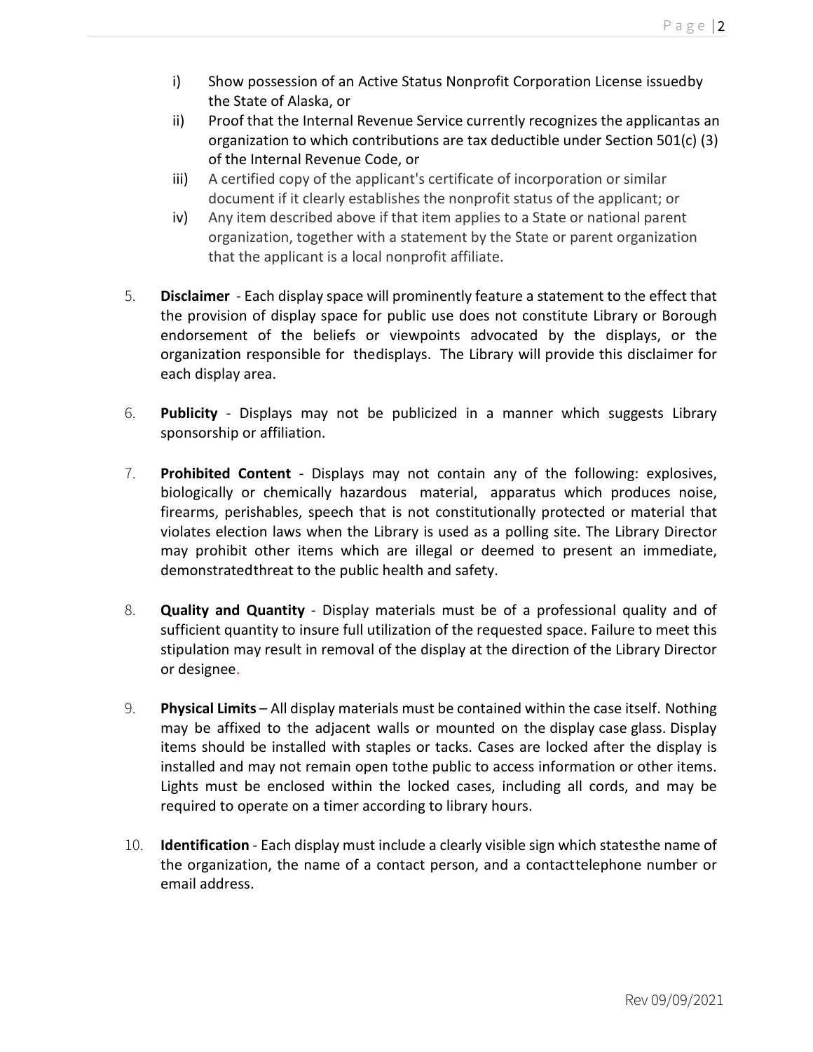i) Show possession of an Active Status Nonprofit Corporation License issuedby the State of Alaska, or

ii) Proof that the Internal Revenue Service currently recognizes the applicantas an organization to which contributions are tax deductible under Section 501(c) (3) of the Internal Revenue Code, or

iii) A certified copy of the applicant's certificate of incorporation or similar document if it clearly establishes the nonprofit status of the applicant; or

iv) Any item described above if that item applies to a State or national parent organization, together with a statement by the State or parent organization that the applicant is a local nonprofit affiliate.

5. **Disclaimer** - Each display space will prominently feature a statement to the effect that the provision of display space for public use does not constitute Library or Borough endorsement of the beliefs or viewpoints advocated by the displays, or the organization responsible for thedisplays. The Library will provide this disclaimer for each display area.

6. **Publicity** - Displays may not be publicized in a manner which suggests Library sponsorship or affiliation.

7. **Prohibited Content** - Displays may not contain any of the following: explosives, biologically or chemically hazardous material, apparatus which produces noise, firearms, perishables, speech that is not constitutionally protected or material that violates election laws when the Library is used as a polling site. The Library Director may prohibit other items which are illegal or deemed to present an immediate, demonstratedthreat to the public health and safety.

8. **Quality and Quantity** - Display materials must be of a professional quality and of sufficient quantity to insure full utilization of the requested space. Failure to meet this stipulation may result in removal of the display at the direction of the Library Director or designee.

9. **Physical Limits** – All display materials must be contained within the case itself. Nothing may be affixed to the adjacent walls or mounted on the display case glass. Display items should be installed with staples or tacks. Cases are locked after the display is installed and may not remain open tothe public to access information or other items. Lights must be enclosed within the locked cases, including all cords, and may be required to operate on a timer according to library hours.

10. **Identification** - Each display must include a clearly visible sign which statesthe name of the organization, the name of a contact person, and a contacttelephone number or email address.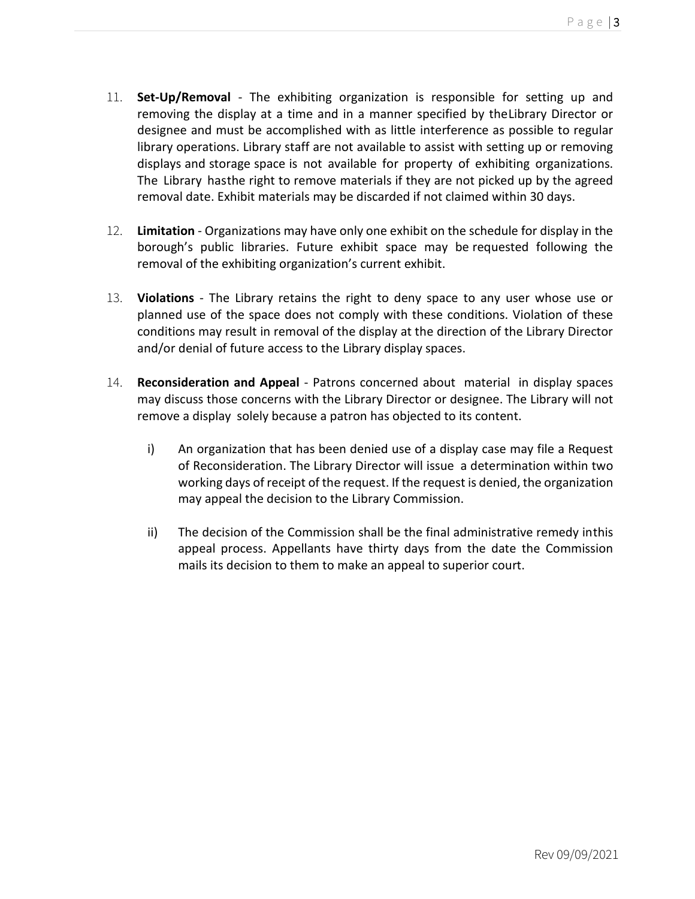11. **Set-Up/Removal** - The exhibiting organization is responsible for setting up and removing the display at a time and in a manner specified by the Library Director or designee and must be accomplished with as little interference as possible to regular library operations. Library staff are not available to assist with setting up or removing displays and storage space is not available for property of exhibiting organizations. The Library has the right to remove materials if they are not picked up by the agreed removal date. Exhibit materials may be discarded if not claimed within 30 days.

12. **Limitation** - Organizations may have only one exhibit on the schedule for display in the borough's public libraries. Future exhibit space may be requested following the removal of the exhibiting organization's current exhibit.

13. **Violations** - The Library retains the right to deny space to any user whose use or planned use of the space does not comply with these conditions. Violation of these conditions may result in removal of the display at the direction of the Library Director and/or denial of future access to the Library display spaces.

14. **Reconsideration and Appeal** - Patrons concerned about material in display spaces may discuss those concerns with the Library Director or designee. The Library will not remove a display solely because a patron has objected to its content.

    i) An organization that has been denied use of a display case may file a Request of Reconsideration. The Library Director will issue a determination within two working days of receipt of the request. If the request is denied, the organization may appeal the decision to the Library Commission.

    ii) The decision of the Commission shall be the final administrative remedy in this appeal process. Appellants have thirty days from the date the Commission mails its decision to them to make an appeal to superior court.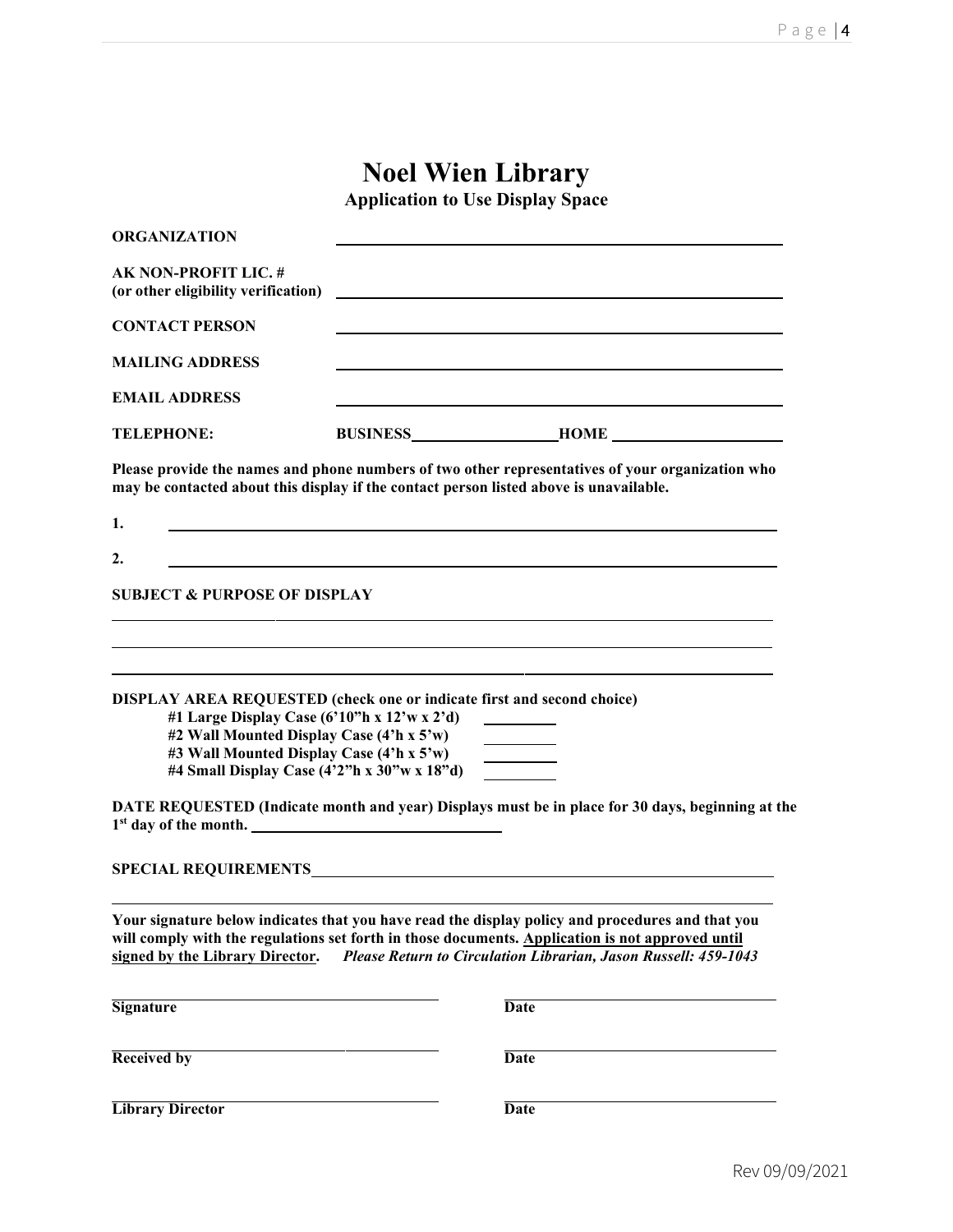# Noel Wien Library

**Application to Use Display Space**

**ORGANIZATION** ______________________________

**AK NON-PROFIT LIC. #**
**(or other eligibility verification)** ______________________________

**CONTACT PERSON** ______________________________

**MAILING ADDRESS** ______________________________

**EMAIL ADDRESS** ______________________________

**TELEPHONE:** **BUSINESS** ______________ **HOME** ______________

**Please provide the names and phone numbers of two other representatives of your organization who may be contacted about this display if the contact person listed above is unavailable.**

**1.** ______________________________

**2.** ______________________________

**SUBJECT & PURPOSE OF DISPLAY**

______________________________

______________________________

______________________________

**DISPLAY AREA REQUESTED (check one or indicate first and second choice)**

- **#1 Large Display Case (6'10"h x 12'w x 2'd)** ________
- **#2 Wall Mounted Display Case (4'h x 5'w)** ________
- **#3 Wall Mounted Display Case (4'h x 5'w)** ________
- **#4 Small Display Case (4'2"h x 30"w x 18"d)** ________

**DATE REQUESTED (Indicate month and year) Displays must be in place for 30 days, beginning at the 1st day of the month.** ______________________________

**SPECIAL REQUIREMENTS** ______________________________

______________________________

**Your signature below indicates that you have read the display policy and procedures and that you will comply with the regulations set forth in those documents. Application is not approved until signed by the Library Director.** ***Please Return to Circulation Librarian, Jason Russell: 459-1043***

______________________________ ______________________________
**Signature** **Date**

______________________________ ______________________________
**Received by** **Date**

______________________________ ______________________________
**Library Director** **Date**

Rev 09/09/2021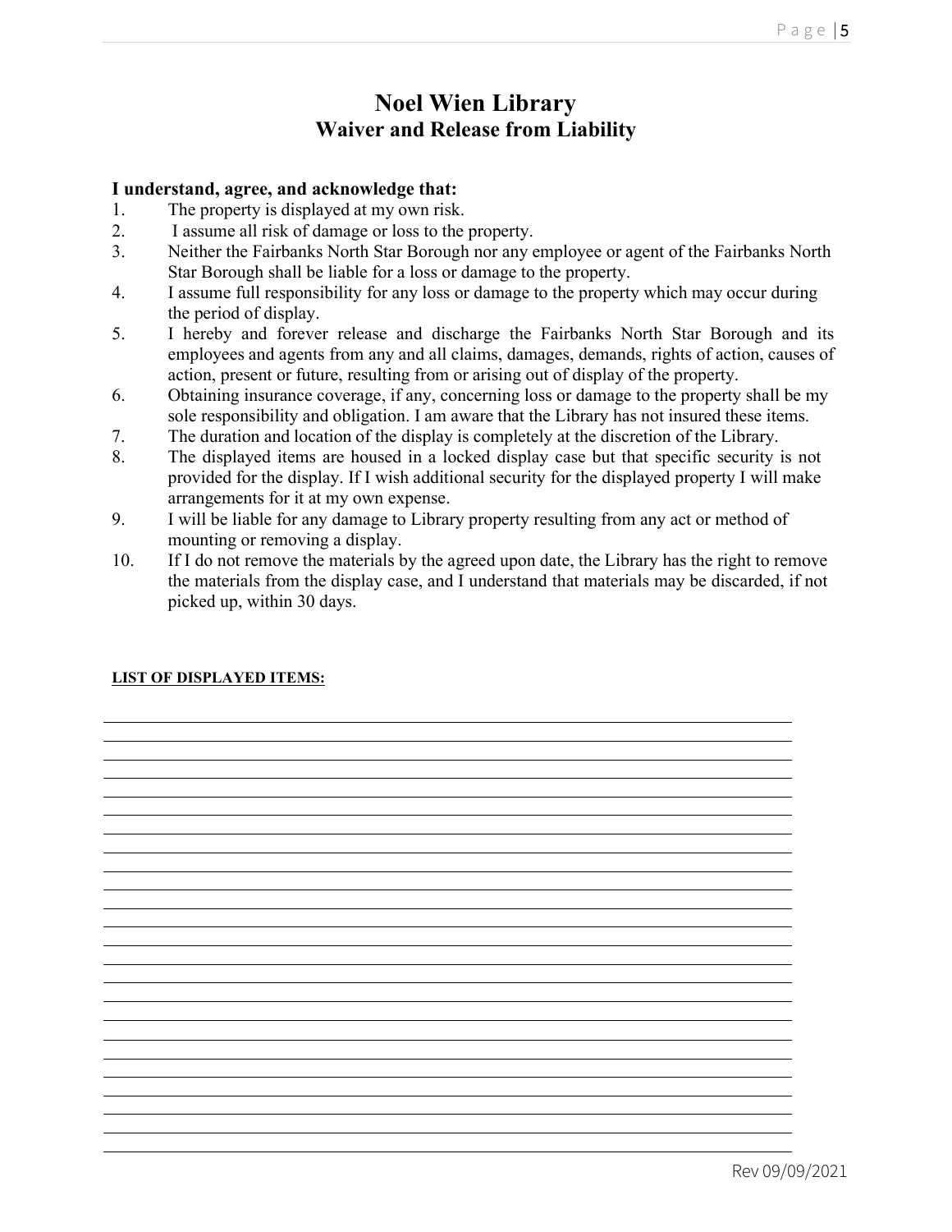# Noel Wien Library

## Waiver and Release from Liability

**I understand, agree, and acknowledge that:**

1. The property is displayed at my own risk.
2. I assume all risk of damage or loss to the property.
3. Neither the Fairbanks North Star Borough nor any employee or agent of the Fairbanks North Star Borough shall be liable for a loss or damage to the property.
4. I assume full responsibility for any loss or damage to the property which may occur during the period of display.
5. I hereby and forever release and discharge the Fairbanks North Star Borough and its employees and agents from any and all claims, damages, demands, rights of action, causes of action, present or future, resulting from or arising out of display of the property.
6. Obtaining insurance coverage, if any, concerning loss or damage to the property shall be my sole responsibility and obligation. I am aware that the Library has not insured these items.
7. The duration and location of the display is completely at the discretion of the Library.
8. The displayed items are housed in a locked display case but that specific security is not provided for the display. If I wish additional security for the displayed property I will make arrangements for it at my own expense.
9. I will be liable for any damage to Library property resulting from any act or method of mounting or removing a display.
10. If I do not remove the materials by the agreed upon date, the Library has the right to remove the materials from the display case, and I understand that materials may be discarded, if not picked up, within 30 days.

**LIST OF DISPLAYED ITEMS:**

______________________________________________________________________________
______________________________________________________________________________
______________________________________________________________________________
______________________________________________________________________________
______________________________________________________________________________
______________________________________________________________________________
______________________________________________________________________________
______________________________________________________________________________
______________________________________________________________________________
______________________________________________________________________________
______________________________________________________________________________
______________________________________________________________________________
______________________________________________________________________________
______________________________________________________________________________
______________________________________________________________________________
______________________________________________________________________________
______________________________________________________________________________
______________________________________________________________________________
______________________________________________________________________________
______________________________________________________________________________
______________________________________________________________________________
______________________________________________________________________________
______________________________________________________________________________

Rev 09/09/2021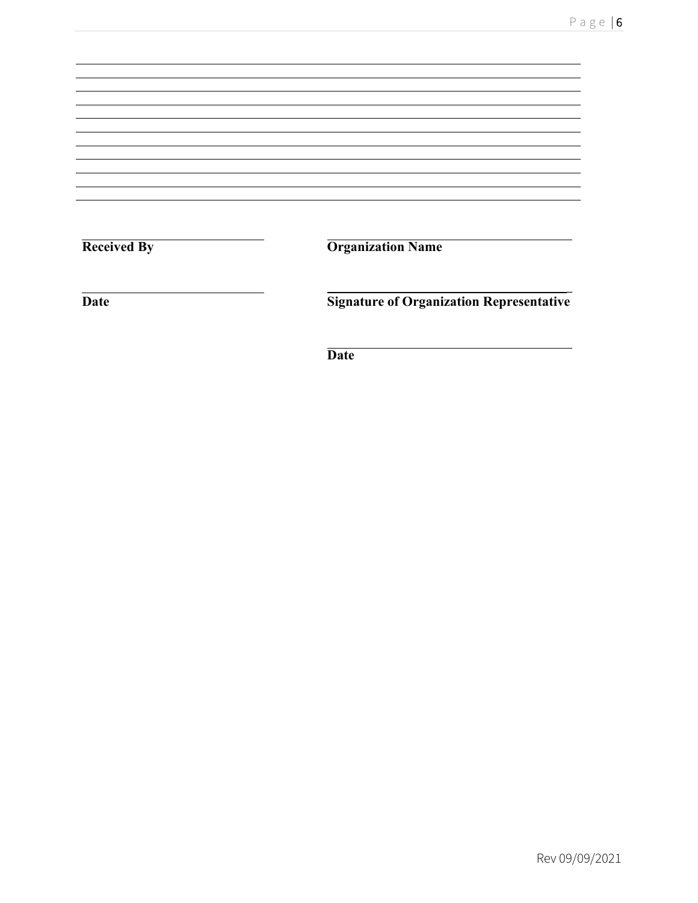\_\_\_\_\_\_\_\_\_\_\_\_\_\_\_\_\_\_\_\_\_\_\_\_\_\_\_\_\_\_\_\_\_\_\_\_\_\_\_\_\_\_\_\_\_\_\_\_\_\_\_\_\_\_\_\_\_\_\_\_\_\_\_\_\_\_\_\_\_\_\_\_\_\_\_\_\_\_

\_\_\_\_\_\_\_\_\_\_\_\_\_\_\_\_\_\_\_\_\_\_\_\_\_\_\_\_\_\_\_\_\_\_\_\_\_\_\_\_\_\_\_\_\_\_\_\_\_\_\_\_\_\_\_\_\_\_\_\_\_\_\_\_\_\_\_\_\_\_\_\_\_\_\_\_\_\_

\_\_\_\_\_\_\_\_\_\_\_\_\_\_\_\_\_\_\_\_\_\_\_\_\_\_\_\_\_\_\_\_\_\_\_\_\_\_\_\_\_\_\_\_\_\_\_\_\_\_\_\_\_\_\_\_\_\_\_\_\_\_\_\_\_\_\_\_\_\_\_\_\_\_\_\_\_\_

\_\_\_\_\_\_\_\_\_\_\_\_\_\_\_\_\_\_\_\_\_\_\_\_\_\_\_\_\_\_\_\_\_\_\_\_\_\_\_\_\_\_\_\_\_\_\_\_\_\_\_\_\_\_\_\_\_\_\_\_\_\_\_\_\_\_\_\_\_\_\_\_\_\_\_\_\_\_

\_\_\_\_\_\_\_\_\_\_\_\_\_\_\_\_\_\_\_\_\_\_\_\_\_\_\_\_\_\_\_\_\_\_\_\_\_\_\_\_\_\_\_\_\_\_\_\_\_\_\_\_\_\_\_\_\_\_\_\_\_\_\_\_\_\_\_\_\_\_\_\_\_\_\_\_\_\_

\_\_\_\_\_\_\_\_\_\_\_\_\_\_\_\_\_\_\_\_\_\_\_\_\_\_\_\_\_\_\_\_\_\_\_\_\_\_\_\_\_\_\_\_\_\_\_\_\_\_\_\_\_\_\_\_\_\_\_\_\_\_\_\_\_\_\_\_\_\_\_\_\_\_\_\_\_\_

\_\_\_\_\_\_\_\_\_\_\_\_\_\_\_\_\_\_\_\_\_\_\_\_\_\_\_\_\_\_\_\_\_\_\_\_\_\_\_\_\_\_\_\_\_\_\_\_\_\_\_\_\_\_\_\_\_\_\_\_\_\_\_\_\_\_\_\_\_\_\_\_\_\_\_\_\_\_

\_\_\_\_\_\_\_\_\_\_\_\_\_\_\_\_\_\_\_\_\_\_\_\_\_\_\_\_\_\_\_\_\_\_\_\_\_\_\_\_\_\_\_\_\_\_\_\_\_\_\_\_\_\_\_\_\_\_\_\_\_\_\_\_\_\_\_\_\_\_\_\_\_\_\_\_\_\_

\_\_\_\_\_\_\_\_\_\_\_\_\_\_\_\_\_\_\_\_\_\_\_\_\_\_\_\_\_\_\_\_\_\_\_\_\_\_\_\_\_\_\_\_\_\_\_\_\_\_\_\_\_\_\_\_\_\_\_\_\_\_\_\_\_\_\_\_\_\_\_\_\_\_\_\_\_\_

\_\_\_\_\_\_\_\_\_\_\_\_\_\_\_\_\_\_\_\_\_\_\_\_\_\_\_\_\_\_\_\_\_\_\_\_\_\_\_\_\_\_\_\_\_\_\_\_\_\_\_\_\_\_\_\_\_\_\_\_\_\_\_\_\_\_\_\_\_\_\_\_\_\_\_\_\_\_

\_\_\_\_\_\_\_\_\_\_\_\_\_\_\_\_\_\_\_\_\_\_\_\_\_\_\_\_\_\_

**Received By**

\_\_\_\_\_\_\_\_\_\_\_\_\_\_\_\_\_\_\_\_\_\_\_\_\_\_\_\_\_\_

**Date**

\_\_\_\_\_\_\_\_\_\_\_\_\_\_\_\_\_\_\_\_\_\_\_\_\_\_\_\_\_\_\_\_\_\_\_\_\_\_\_\_

**Organization Name**

\_\_\_\_\_\_\_\_\_\_\_\_\_\_\_\_\_\_\_\_\_\_\_\_\_\_\_\_\_\_\_\_\_\_\_\_\_\_\_\_

**Signature of Organization Representative**

\_\_\_\_\_\_\_\_\_\_\_\_\_\_\_\_\_\_\_\_\_\_\_\_\_\_\_\_\_\_\_\_\_\_\_\_\_\_\_\_

**Date**

Rev 09/09/2021